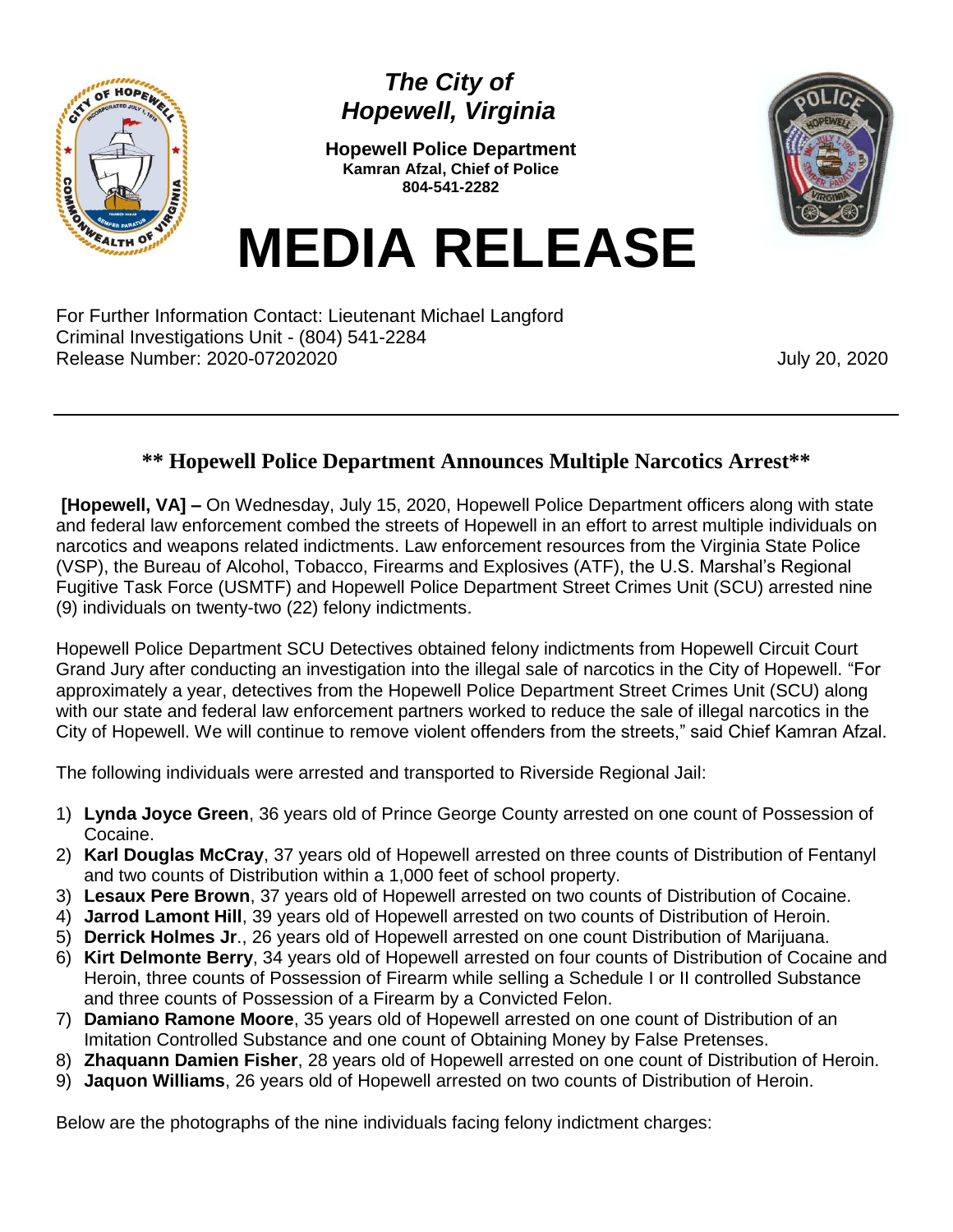*The City of Hopewell, Virginia*

**Hopewell Police Department**
**Kamran Afzal, Chief of Police**
**804-541-2282**

# MEDIA RELEASE

For Further Information Contact: Lieutenant Michael Langford
Criminal Investigations Unit - (804) 541-2284
Release Number: 2020-07202020

July 20, 2020

---

## ** Hopewell Police Department Announces Multiple Narcotics Arrest**

**[Hopewell, VA] –** On Wednesday, July 15, 2020, Hopewell Police Department officers along with state and federal law enforcement combed the streets of Hopewell in an effort to arrest multiple individuals on narcotics and weapons related indictments. Law enforcement resources from the Virginia State Police (VSP), the Bureau of Alcohol, Tobacco, Firearms and Explosives (ATF), the U.S. Marshal's Regional Fugitive Task Force (USMTF) and Hopewell Police Department Street Crimes Unit (SCU) arrested nine (9) individuals on twenty-two (22) felony indictments.

Hopewell Police Department SCU Detectives obtained felony indictments from Hopewell Circuit Court Grand Jury after conducting an investigation into the illegal sale of narcotics in the City of Hopewell. "For approximately a year, detectives from the Hopewell Police Department Street Crimes Unit (SCU) along with our state and federal law enforcement partners worked to reduce the sale of illegal narcotics in the City of Hopewell. We will continue to remove violent offenders from the streets," said Chief Kamran Afzal.

The following individuals were arrested and transported to Riverside Regional Jail:

1) **Lynda Joyce Green**, 36 years old of Prince George County arrested on one count of Possession of Cocaine.
2) **Karl Douglas McCray**, 37 years old of Hopewell arrested on three counts of Distribution of Fentanyl and two counts of Distribution within a 1,000 feet of school property.
3) **Lesaux Pere Brown**, 37 years old of Hopewell arrested on two counts of Distribution of Cocaine.
4) **Jarrod Lamont Hill**, 39 years old of Hopewell arrested on two counts of Distribution of Heroin.
5) **Derrick Holmes Jr**., 26 years old of Hopewell arrested on one count Distribution of Marijuana.
6) **Kirt Delmonte Berry**, 34 years old of Hopewell arrested on four counts of Distribution of Cocaine and Heroin, three counts of Possession of Firearm while selling a Schedule I or II controlled Substance and three counts of Possession of a Firearm by a Convicted Felon.
7) **Damiano Ramone Moore**, 35 years old of Hopewell arrested on one count of Distribution of an Imitation Controlled Substance and one count of Obtaining Money by False Pretenses.
8) **Zhaquann Damien Fisher**, 28 years old of Hopewell arrested on one count of Distribution of Heroin.
9) **Jaquon Williams**, 26 years old of Hopewell arrested on two counts of Distribution of Heroin.

Below are the photographs of the nine individuals facing felony indictment charges: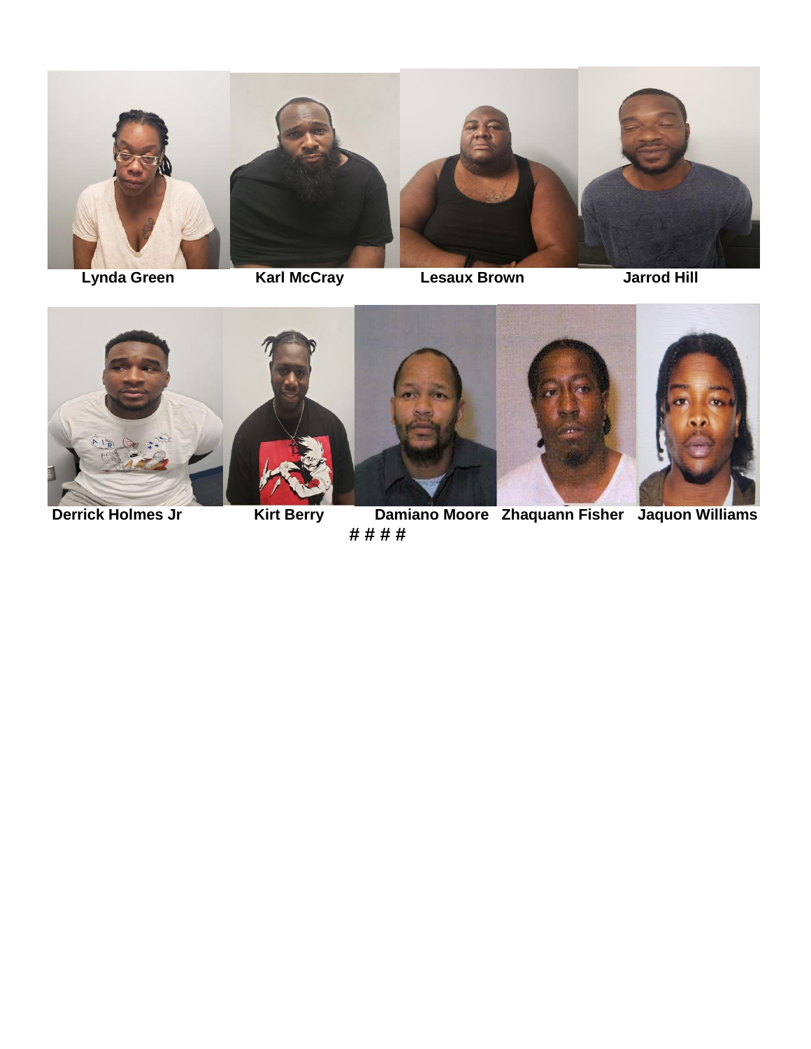Lynda Green

Karl McCray

Lesaux Brown

Jarrod Hill

Derrick Holmes Jr

Kirt Berry

Damiano Moore

Zhaquann Fisher

Jaquon Williams

# # # #